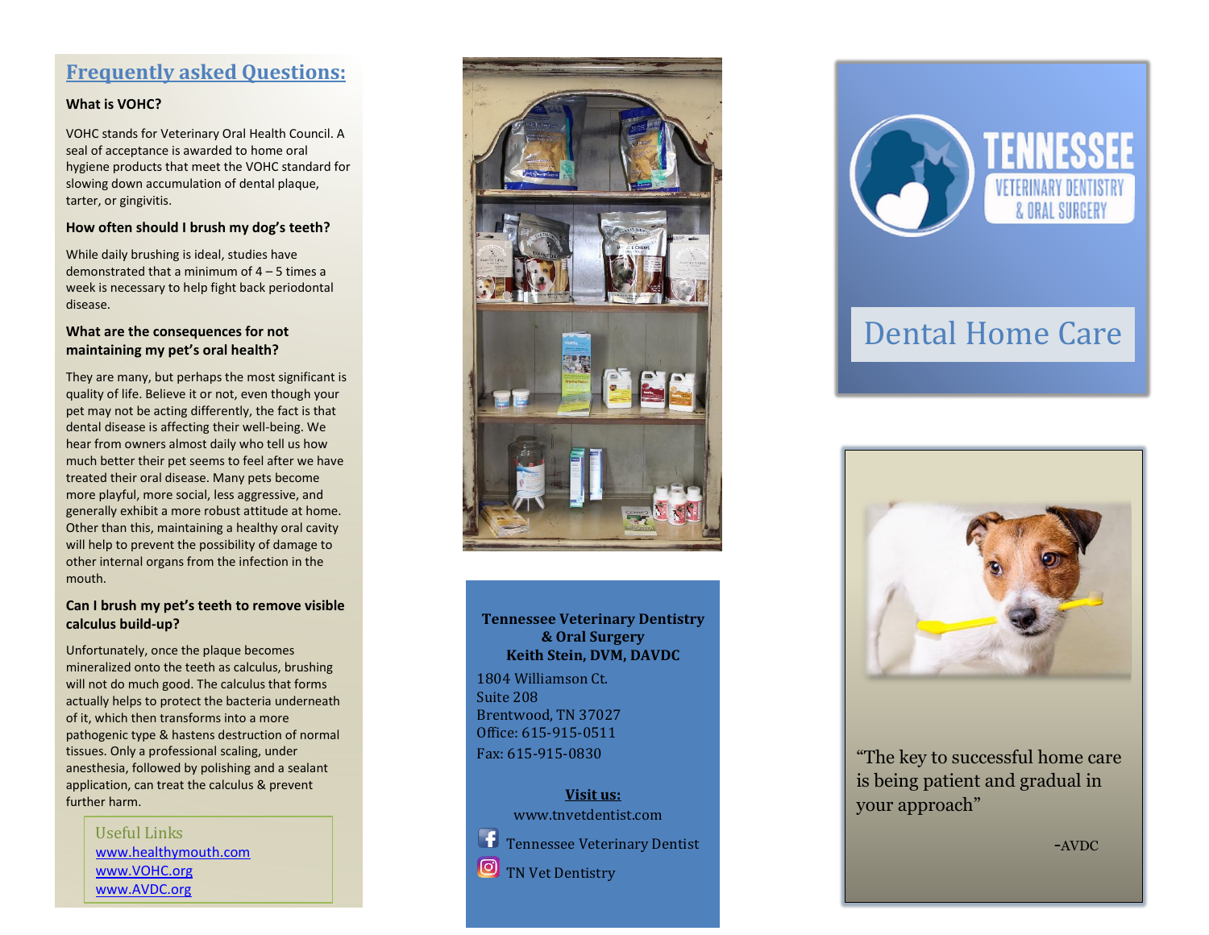## Frequently asked Questions:

**What is VOHC?**

VOHC stands for Veterinary Oral Health Council. A seal of acceptance is awarded to home oral hygiene products that meet the VOHC standard for slowing down accumulation of dental plaque, tarter, or gingivitis.

**How often should I brush my dog's teeth?**

While daily brushing is ideal, studies have demonstrated that a minimum of 4 – 5 times a week is necessary to help fight back periodontal disease.

**What are the consequences for not maintaining my pet's oral health?**

They are many, but perhaps the most significant is quality of life. Believe it or not, even though your pet may not be acting differently, the fact is that dental disease is affecting their well-being. We hear from owners almost daily who tell us how much better their pet seems to feel after we have treated their oral disease. Many pets become more playful, more social, less aggressive, and generally exhibit a more robust attitude at home. Other than this, maintaining a healthy oral cavity will help to prevent the possibility of damage to other internal organs from the infection in the mouth.

**Can I brush my pet's teeth to remove visible calculus build-up?**

Unfortunately, once the plaque becomes mineralized onto the teeth as calculus, brushing will not do much good. The calculus that forms actually helps to protect the bacteria underneath of it, which then transforms into a more pathogenic type & hastens destruction of normal tissues. Only a professional scaling, under anesthesia, followed by polishing and a sealant application, can treat the calculus & prevent further harm.

Useful Links
www.healthymouth.com
www.VOHC.org
www.AVDC.org

**Tennessee Veterinary Dentistry & Oral Surgery**
**Keith Stein, DVM, DAVDC**

1804 Williamson Ct.
Suite 208
Brentwood, TN 37027
Office: 615-915-0511
Fax: 615-915-0830

**Visit us:**

www.tnvetdentist.com

Tennessee Veterinary Dentist

TN Vet Dentistry

TENNESSEE VETERINARY DENTISTRY & ORAL SURGERY

# Dental Home Care

"The key to successful home care is being patient and gradual in your approach"

-AVDC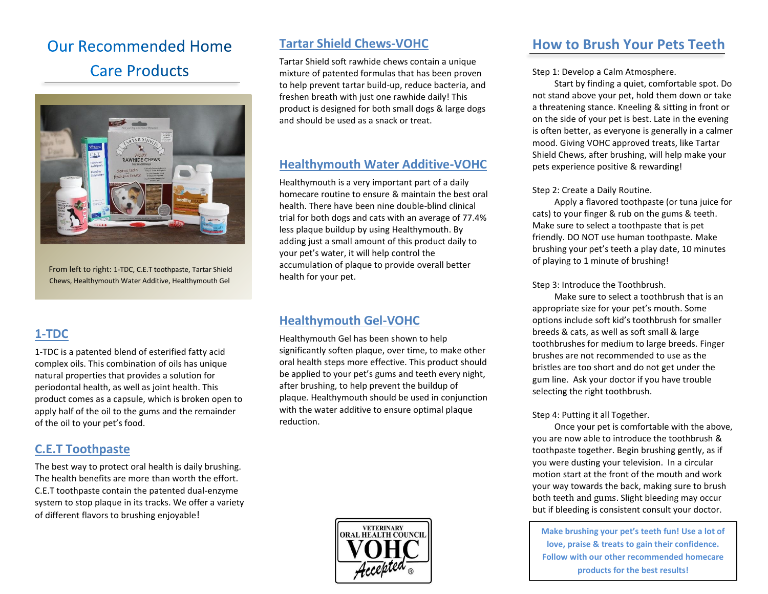# Our Recommended Home Care Products

From left to right: 1-TDC, C.E.T toothpaste, Tartar Shield Chews, Healthymouth Water Additive, Healthymouth Gel

## 1-TDC

1-TDC is a patented blend of esterified fatty acid complex oils. This combination of oils has unique natural properties that provides a solution for periodontal health, as well as joint health. This product comes as a capsule, which is broken open to apply half of the oil to the gums and the remainder of the oil to your pet's food.

## C.E.T Toothpaste

The best way to protect oral health is daily brushing. The health benefits are more than worth the effort. C.E.T toothpaste contain the patented dual-enzyme system to stop plaque in its tracks. We offer a variety of different flavors to brushing enjoyable!

## Tartar Shield Chews-VOHC

Tartar Shield soft rawhide chews contain a unique mixture of patented formulas that has been proven to help prevent tartar build-up, reduce bacteria, and freshen breath with just one rawhide daily! This product is designed for both small dogs & large dogs and should be used as a snack or treat.

## Healthymouth Water Additive-VOHC

Healthymouth is a very important part of a daily homecare routine to ensure & maintain the best oral health. There have been nine double-blind clinical trial for both dogs and cats with an average of 77.4% less plaque buildup by using Healthymouth. By adding just a small amount of this product daily to your pet's water, it will help control the accumulation of plaque to provide overall better health for your pet.

## Healthymouth Gel-VOHC

Healthymouth Gel has been shown to help significantly soften plaque, over time, to make other oral health steps more effective. This product should be applied to your pet's gums and teeth every night, after brushing, to help prevent the buildup of plaque. Healthymouth should be used in conjunction with the water additive to ensure optimal plaque reduction.

VETERINARY ORAL HEALTH COUNCIL VOHC Accepted®

# How to Brush Your Pets Teeth

Step 1: Develop a Calm Atmosphere.

Start by finding a quiet, comfortable spot. Do not stand above your pet, hold them down or take a threatening stance. Kneeling & sitting in front or on the side of your pet is best. Late in the evening is often better, as everyone is generally in a calmer mood. Giving VOHC approved treats, like Tartar Shield Chews, after brushing, will help make your pets experience positive & rewarding!

Step 2: Create a Daily Routine.

Apply a flavored toothpaste (or tuna juice for cats) to your finger & rub on the gums & teeth. Make sure to select a toothpaste that is pet friendly. DO NOT use human toothpaste. Make brushing your pet's teeth a play date, 10 minutes of playing to 1 minute of brushing!

Step 3: Introduce the Toothbrush.

Make sure to select a toothbrush that is an appropriate size for your pet's mouth. Some options include soft kid's toothbrush for smaller breeds & cats, as well as soft small & large toothbrushes for medium to large breeds. Finger brushes are not recommended to use as the bristles are too short and do not get under the gum line. Ask your doctor if you have trouble selecting the right toothbrush.

Step 4: Putting it all Together.

Once your pet is comfortable with the above, you are now able to introduce the toothbrush & toothpaste together. Begin brushing gently, as if you were dusting your television. In a circular motion start at the front of the mouth and work your way towards the back, making sure to brush both teeth and gums. Slight bleeding may occur but if bleeding is consistent consult your doctor.

**Make brushing your pet's teeth fun! Use a lot of love, praise & treats to gain their confidence. Follow with our other recommended homecare products for the best results!**